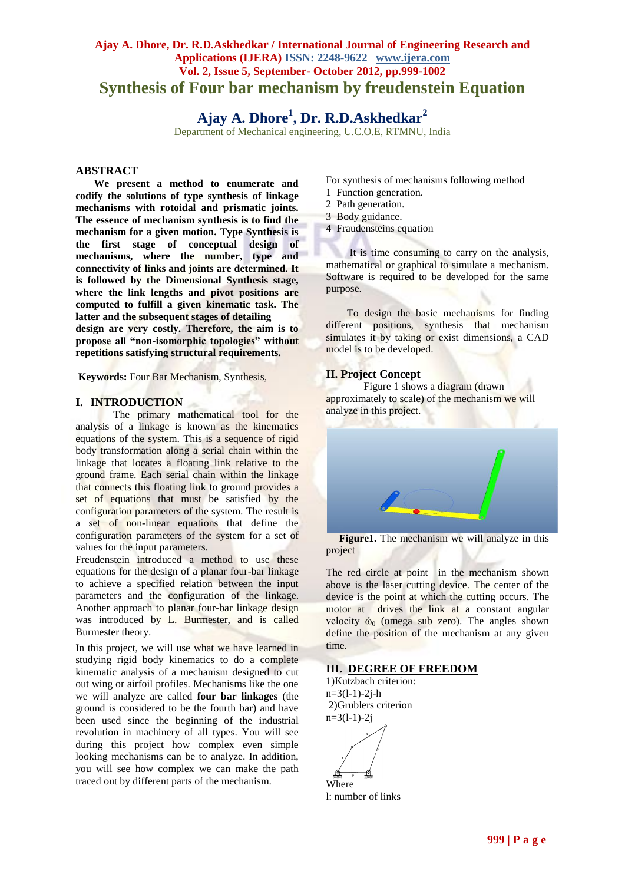# Synthesis of Four bar mechanism by freudenstein Equation

## Ajay A. Dhore[1], Dr. R.D.Askhedkar[2]

Department of Mechanical engineering, U.C.O.E, RTMNU, India

## ABSTRACT

**We present a method to enumerate and codify the solutions of type synthesis of linkage mechanisms with rotoidal and prismatic joints. The essence of mechanism synthesis is to find the mechanism for a given motion. Type Synthesis is the first stage of conceptual design of mechanisms, where the number, type and connectivity of links and joints are determined. It is followed by the Dimensional Synthesis stage, where the link lengths and pivot positions are computed to fulfill a given kinematic task. The latter and the subsequent stages of detailing design are very costly. Therefore, the aim is to propose all "non-isomorphic topologies" without repetitions satisfying structural requirements.**

**Keywords:** Four Bar Mechanism, Synthesis,

## I. INTRODUCTION

The primary mathematical tool for the analysis of a linkage is known as the kinematics equations of the system. This is a sequence of rigid body transformation along a serial chain within the linkage that locates a floating link relative to the ground frame. Each serial chain within the linkage that connects this floating link to ground provides a set of equations that must be satisfied by the configuration parameters of the system. The result is a set of non-linear equations that define the configuration parameters of the system for a set of values for the input parameters.

Freudenstein introduced a method to use these equations for the design of a planar four-bar linkage to achieve a specified relation between the input parameters and the configuration of the linkage. Another approach to planar four-bar linkage design was introduced by L. Burmester, and is called Burmester theory.

In this project, we will use what we have learned in studying rigid body kinematics to do a complete kinematic analysis of a mechanism designed to cut out wing or airfoil profiles. Mechanisms like the one we will analyze are called **four bar linkages** (the ground is considered to be the fourth bar) and have been used since the beginning of the industrial revolution in machinery of all types. You will see during this project how complex even simple looking mechanisms can be to analyze. In addition, you will see how complex we can make the path traced out by different parts of the mechanism.

For synthesis of mechanisms following method

1 Function generation.
2 Path generation.
3 Body guidance.
4 Fraudensteins equation

It is time consuming to carry on the analysis, mathematical or graphical to simulate a mechanism. Software is required to be developed for the same purpose.

To design the basic mechanisms for finding different positions, synthesis that mechanism simulates it by taking or exist dimensions, a CAD model is to be developed.

## II. Project Concept

Figure 1 shows a diagram (drawn approximately to scale) of the mechanism we will analyze in this project.

**Figure1.** The mechanism we will analyze in this project

The red circle at point in the mechanism shown above is the laser cutting device. The center of the device is the point at which the cutting occurs. The motor at drives the link at a constant angular velocity $\omega_0$ (omega sub zero). The angles shown define the position of the mechanism at any given time.

## III. DEGREE OF FREEDOM

1)Kutzbach criterion:

$n=3(l-1)-2j-h$

2)Grublers criterion

$n=3(l-1)-2j$

Where

l: number of links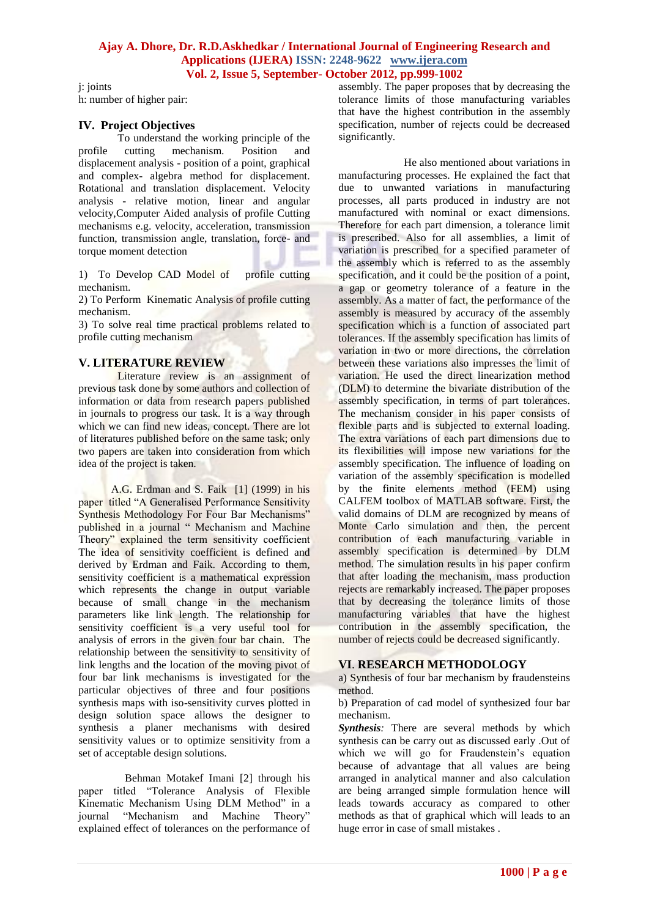j: joints
h: number of higher pair:

## IV. Project Objectives

To understand the working principle of the profile cutting mechanism. Position and displacement analysis - position of a point, graphical and complex- algebra method for displacement. Rotational and translation displacement. Velocity analysis - relative motion, linear and angular velocity,Computer Aided analysis of profile Cutting mechanisms e.g. velocity, acceleration, transmission function, transmission angle, translation, force- and torque moment detection

1) To Develop CAD Model of profile cutting mechanism.
2) To Perform Kinematic Analysis of profile cutting mechanism.
3) To solve real time practical problems related to profile cutting mechanism

## V. LITERATURE REVIEW

Literature review is an assignment of previous task done by some authors and collection of information or data from research papers published in journals to progress our task. It is a way through which we can find new ideas, concept. There are lot of literatures published before on the same task; only two papers are taken into consideration from which idea of the project is taken.

A.G. Erdman and S. Faik [1] (1999) in his paper titled "A Generalised Performance Sensitivity Synthesis Methodology For Four Bar Mechanisms" published in a journal " Mechanism and Machine Theory" explained the term sensitivity coefficient The idea of sensitivity coefficient is defined and derived by Erdman and Faik. According to them, sensitivity coefficient is a mathematical expression which represents the change in output variable because of small change in the mechanism parameters like link length. The relationship for sensitivity coefficient is a very useful tool for analysis of errors in the given four bar chain. The relationship between the sensitivity to sensitivity of link lengths and the location of the moving pivot of four bar link mechanisms is investigated for the particular objectives of three and four positions synthesis maps with iso-sensitivity curves plotted in design solution space allows the designer to synthesis a planer mechanisms with desired sensitivity values or to optimize sensitivity from a set of acceptable design solutions.

Behman Motakef Imani [2] through his paper titled "Tolerance Analysis of Flexible Kinematic Mechanism Using DLM Method" in a journal "Mechanism and Machine Theory" explained effect of tolerances on the performance of assembly. The paper proposes that by decreasing the tolerance limits of those manufacturing variables that have the highest contribution in the assembly specification, number of rejects could be decreased significantly.

He also mentioned about variations in manufacturing processes. He explained the fact that due to unwanted variations in manufacturing processes, all parts produced in industry are not manufactured with nominal or exact dimensions. Therefore for each part dimension, a tolerance limit is prescribed. Also for all assemblies, a limit of variation is prescribed for a specified parameter of the assembly which is referred to as the assembly specification, and it could be the position of a point, a gap or geometry tolerance of a feature in the assembly. As a matter of fact, the performance of the assembly is measured by accuracy of the assembly specification which is a function of associated part tolerances. If the assembly specification has limits of variation in two or more directions, the correlation between these variations also impresses the limit of variation. He used the direct linearization method (DLM) to determine the bivariate distribution of the assembly specification, in terms of part tolerances. The mechanism consider in his paper consists of flexible parts and is subjected to external loading. The extra variations of each part dimensions due to its flexibilities will impose new variations for the assembly specification. The influence of loading on variation of the assembly specification is modelled by the finite elements method (FEM) using CALFEM toolbox of MATLAB software. First, the valid domains of DLM are recognized by means of Monte Carlo simulation and then, the percent contribution of each manufacturing variable in assembly specification is determined by DLM method. The simulation results in his paper confirm that after loading the mechanism, mass production rejects are remarkably increased. The paper proposes that by decreasing the tolerance limits of those manufacturing variables that have the highest contribution in the assembly specification, the number of rejects could be decreased significantly.

## VI. RESEARCH METHODOLOGY

a) Synthesis of four bar mechanism by fraudensteins method.
b) Preparation of cad model of synthesized four bar mechanism.

***Synthesis****:* There are several methods by which synthesis can be carry out as discussed early .Out of which we will go for Fraudenstein's equation because of advantage that all values are being arranged in analytical manner and also calculation are being arranged simple formulation hence will leads towards accuracy as compared to other methods as that of graphical which will leads to an huge error in case of small mistakes .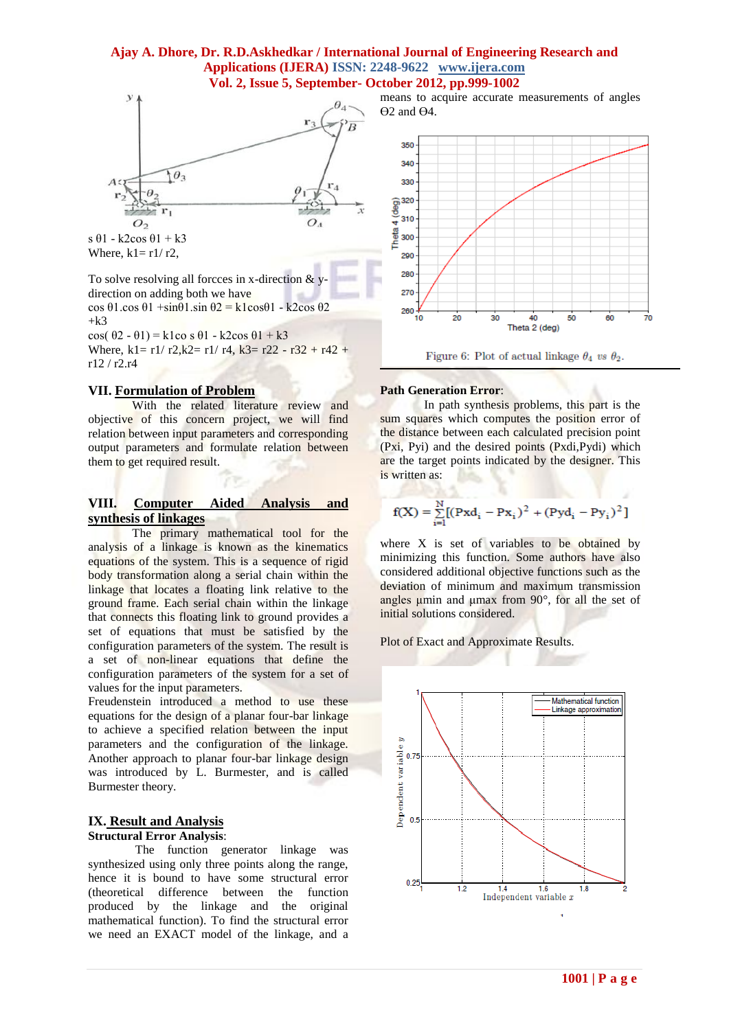s $\theta 1$ - k2cos $\theta 1$ + k3

Where, k1= r1/ r2,

To solve resolving all forcces in x-direction & y-direction on adding both we have

cos $\theta 1$.cos $\theta 1$ +sin$\theta 1$.sin $\theta 2$ = k1cos$\theta 1$ - k2cos $\theta 2$ +k3

cos( $\theta 2$ - $\theta 1$) = k1co s $\theta 1$ - k2cos $\theta 1$ + k3

Where, k1= r1/ r2,k2= r1/ r4, k3= r22 - r32 + r42 + r12 / r2.r4

## VII. Formulation of Problem

With the related literature review and objective of this concern project, we will find relation between input parameters and corresponding output parameters and formulate relation between them to get required result.

## VIII. Computer Aided Analysis and synthesis of linkages

The primary mathematical tool for the analysis of a linkage is known as the kinematics equations of the system. This is a sequence of rigid body transformation along a serial chain within the linkage that locates a floating link relative to the ground frame. Each serial chain within the linkage that connects this floating link to ground provides a set of equations that must be satisfied by the configuration parameters of the system. The result is a set of non-linear equations that define the configuration parameters of the system for a set of values for the input parameters.

Freudenstein introduced a method to use these equations for the design of a planar four-bar linkage to achieve a specified relation between the input parameters and the configuration of the linkage. Another approach to planar four-bar linkage design was introduced by L. Burmester, and is called Burmester theory.

## IX. Result and Analysis

**Structural Error Analysis**:

The function generator linkage was synthesized using only three points along the range, hence it is bound to have some structural error (theoretical difference between the function produced by the linkage and the original mathematical function). To find the structural error we need an EXACT model of the linkage, and a means to acquire accurate measurements of angles $\Theta 2$ and $\Theta 4$.

Figure 6: Plot of actual linkage $\theta_4$ vs $\theta_2$.

**Path Generation Error**:

In path synthesis problems, this part is the sum squares which computes the position error of the distance between each calculated precision point (Pxi, Pyi) and the desired points (Pxdi,Pydi) which are the target points indicated by the designer. This is written as:

$$f(X) = \sum_{i=1}^{N}[(Pxd_i - Px_i)^2 + (Pyd_i - Py_i)^2]$$

where X is set of variables to be obtained by minimizing this function. Some authors have also considered additional objective functions such as the deviation of minimum and maximum transmission angles µmin and µmax from 90°, for all the set of initial solutions considered.

Plot of Exact and Approximate Results.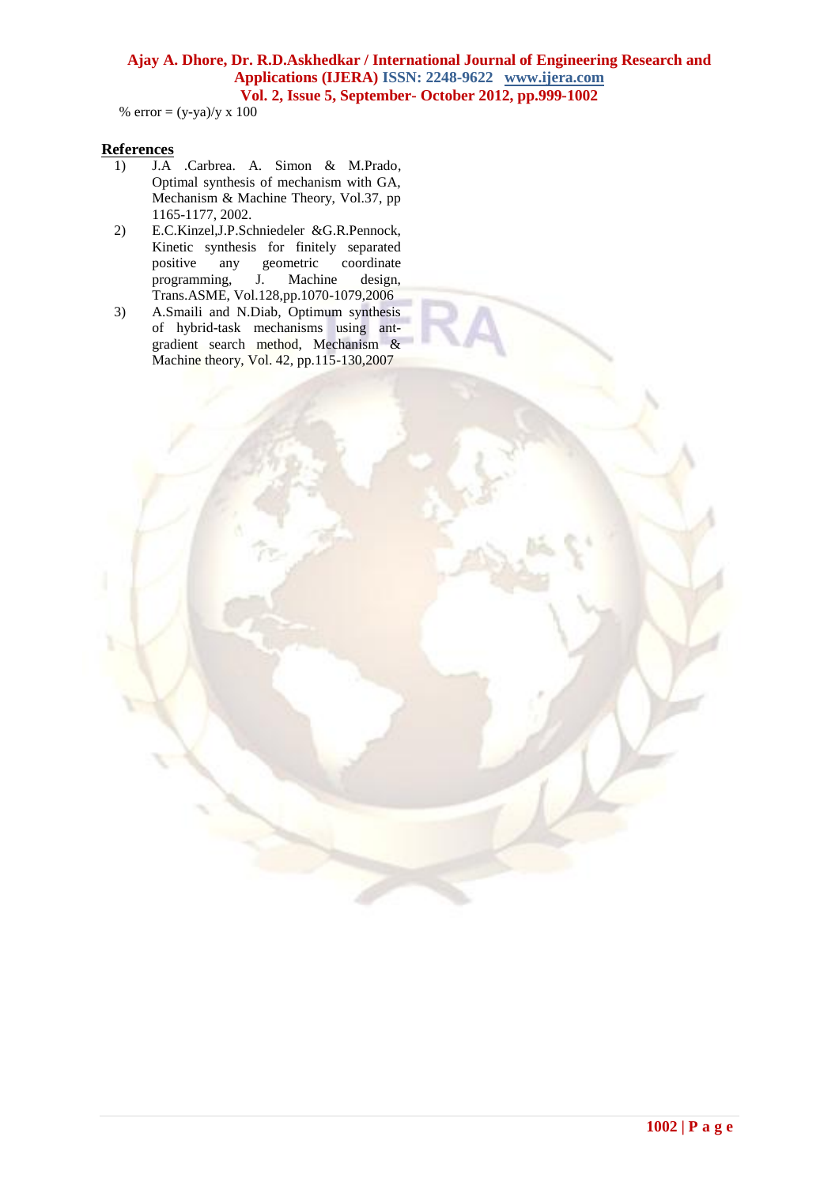% error = (y-ya)/y x 100

## References

1) J.A .Carbrea. A. Simon & M.Prado, Optimal synthesis of mechanism with GA, Mechanism & Machine Theory, Vol.37, pp 1165-1177, 2002.
2) E.C.Kinzel,J.P.Schniedeler &G.R.Pennock, Kinetic synthesis for finitely separated positive any geometric coordinate programming, J. Machine design, Trans.ASME, Vol.128,pp.1070-1079,2006
3) A.Smaili and N.Diab, Optimum synthesis of hybrid-task mechanisms using ant-gradient search method, Mechanism & Machine theory, Vol. 42, pp.115-130,2007